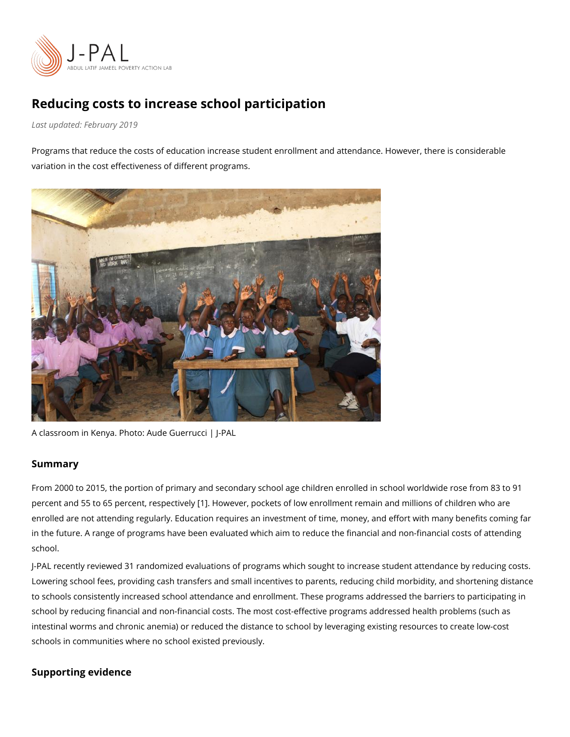# Reducing costs to increase school participation

*Last updated: February 2019*

Programs that reduce the costs of education increase student enrollment and attendance. However, there is considerable variation in the cost effectiveness of different programs.

A classroom in Kenya. Photo: Aude Guerrucci | J-PAL

## Summary

From 2000 to 2015, the portion of primary and secondary school age children enrolled in school worldwide rose from 83 to 91 percent and 55 to 65 percent, respectively [1]. However, pockets of low enrollment remain and millions of children who are enrolled are not attending regularly. Education requires an investment of time, money, and effort with many benefits coming far in the future. A range of programs have been evaluated which aim to reduce the financial and non-financial costs of attending school.

J-PAL recently reviewed 31 randomized evaluations of programs which sought to increase student attendance by reducing costs. Lowering school fees, providing cash transfers and small incentives to parents, reducing child morbidity, and shortening distance to schools consistently increased school attendance and enrollment. These programs addressed the barriers to participating in school by reducing financial and non-financial costs. The most cost-effective programs addressed health problems (such as intestinal worms and chronic anemia) or reduced the distance to school by leveraging existing resources to create low-cost schools in communities where no school existed previously.

## Supporting evidence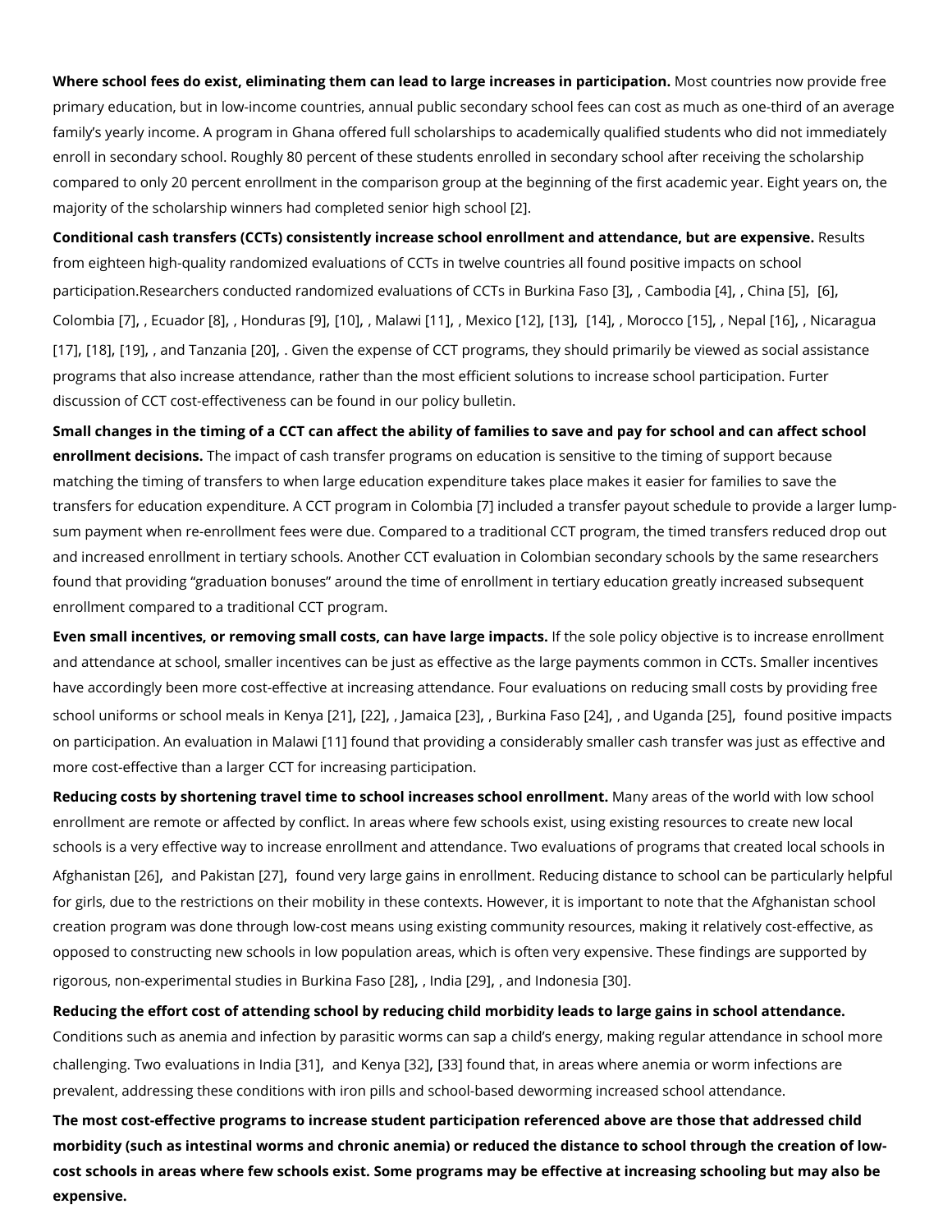**Where school fees do exist, eliminating them can lead to large increases in participation.** Most countries now provide free primary education, but in low-income countries, annual public secondary school fees can cost as much as one-third of an average family's yearly income. A program in Ghana offered full scholarships to academically qualified students who did not immediately enroll in secondary school. Roughly 80 percent of these students enrolled in secondary school after receiving the scholarship compared to only 20 percent enrollment in the comparison group at the beginning of the first academic year. Eight years on, the majority of the scholarship winners had completed senior high school [2].

**Conditional cash transfers (CCTs) consistently increase school enrollment and attendance, but are expensive.** Results from eighteen high-quality randomized evaluations of CCTs in twelve countries all found positive impacts on school participation.Researchers conducted randomized evaluations of CCTs in Burkina Faso [3], , Cambodia [4], , China [5], [6], Colombia [7], , Ecuador [8], , Honduras [9], [10], , Malawi [11], , Mexico [12], [13], [14], , Morocco [15], , Nepal [16], , Nicaragua [17], [18], [19], , and Tanzania [20], . Given the expense of CCT programs, they should primarily be viewed as social assistance programs that also increase attendance, rather than the most efficient solutions to increase school participation. Furter discussion of CCT cost-effectiveness can be found in our policy bulletin.

**Small changes in the timing of a CCT can affect the ability of families to save and pay for school and can affect school enrollment decisions.** The impact of cash transfer programs on education is sensitive to the timing of support because matching the timing of transfers to when large education expenditure takes place makes it easier for families to save the transfers for education expenditure. A CCT program in Colombia [7] included a transfer payout schedule to provide a larger lump-sum payment when re-enrollment fees were due. Compared to a traditional CCT program, the timed transfers reduced drop out and increased enrollment in tertiary schools. Another CCT evaluation in Colombian secondary schools by the same researchers found that providing "graduation bonuses" around the time of enrollment in tertiary education greatly increased subsequent enrollment compared to a traditional CCT program.

**Even small incentives, or removing small costs, can have large impacts.** If the sole policy objective is to increase enrollment and attendance at school, smaller incentives can be just as effective as the large payments common in CCTs. Smaller incentives have accordingly been more cost-effective at increasing attendance. Four evaluations on reducing small costs by providing free school uniforms or school meals in Kenya [21], [22], , Jamaica [23], , Burkina Faso [24], , and Uganda [25], found positive impacts on participation. An evaluation in Malawi [11] found that providing a considerably smaller cash transfer was just as effective and more cost-effective than a larger CCT for increasing participation.

**Reducing costs by shortening travel time to school increases school enrollment.** Many areas of the world with low school enrollment are remote or affected by conflict. In areas where few schools exist, using existing resources to create new local schools is a very effective way to increase enrollment and attendance. Two evaluations of programs that created local schools in Afghanistan [26], and Pakistan [27], found very large gains in enrollment. Reducing distance to school can be particularly helpful for girls, due to the restrictions on their mobility in these contexts. However, it is important to note that the Afghanistan school creation program was done through low-cost means using existing community resources, making it relatively cost-effective, as opposed to constructing new schools in low population areas, which is often very expensive. These findings are supported by rigorous, non-experimental studies in Burkina Faso [28], , India [29], , and Indonesia [30].

**Reducing the effort cost of attending school by reducing child morbidity leads to large gains in school attendance.** Conditions such as anemia and infection by parasitic worms can sap a child's energy, making regular attendance in school more challenging. Two evaluations in India [31], and Kenya [32], [33] found that, in areas where anemia or worm infections are prevalent, addressing these conditions with iron pills and school-based deworming increased school attendance.

**The most cost-effective programs to increase student participation referenced above are those that addressed child morbidity (such as intestinal worms and chronic anemia) or reduced the distance to school through the creation of low-cost schools in areas where few schools exist. Some programs may be effective at increasing schooling but may also be expensive.**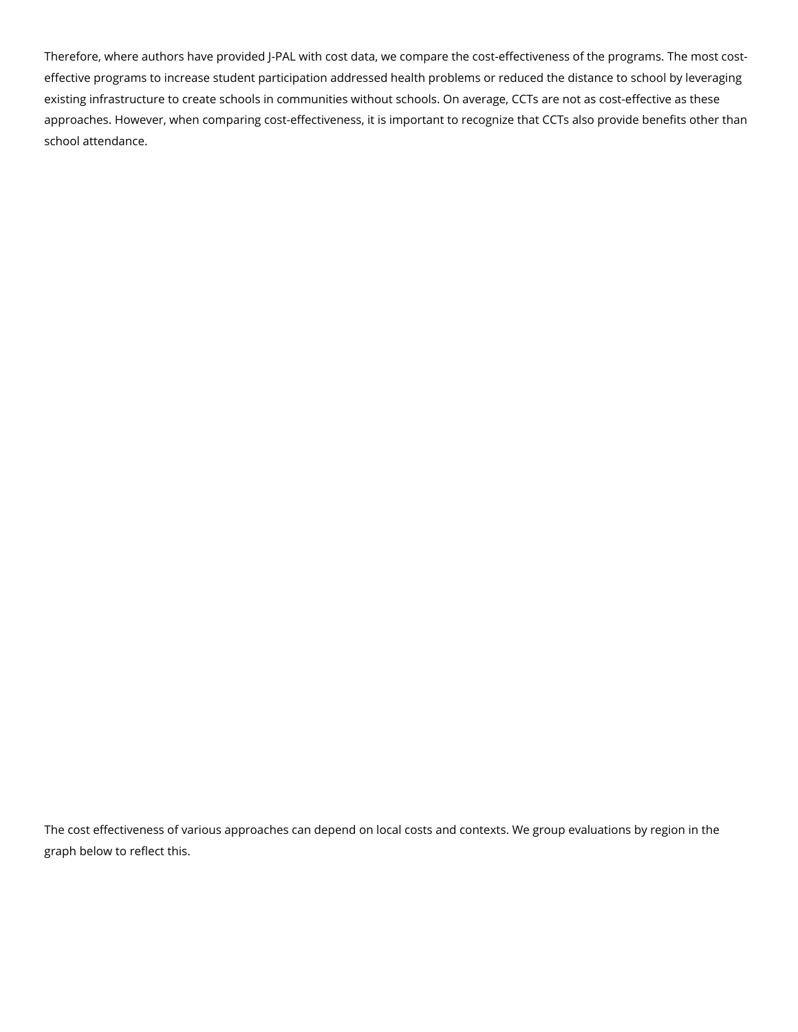Therefore, where authors have provided J-PAL with cost data, we compare the cost-effectiveness of the programs. The most cost-effective programs to increase student participation addressed health problems or reduced the distance to school by leveraging existing infrastructure to create schools in communities without schools. On average, CCTs are not as cost-effective as these approaches. However, when comparing cost-effectiveness, it is important to recognize that CCTs also provide benefits other than school attendance.

The cost effectiveness of various approaches can depend on local costs and contexts. We group evaluations by region in the graph below to reflect this.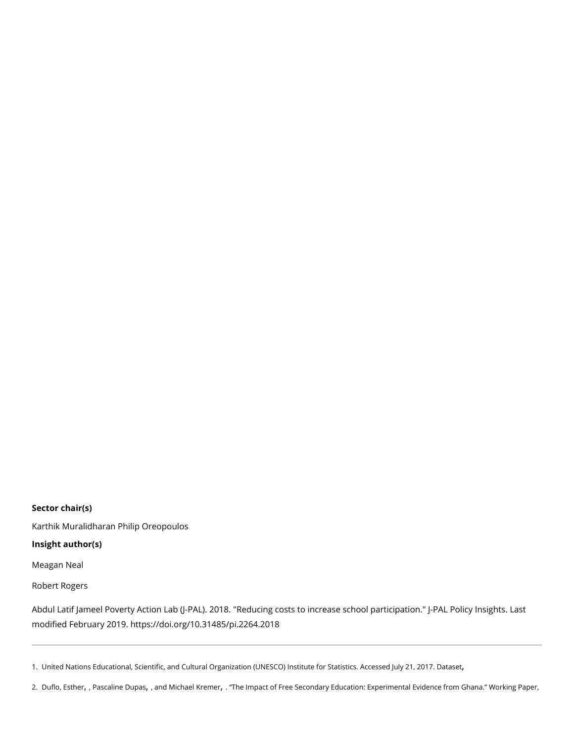**Sector chair(s)**

Karthik Muralidharan Philip Oreopoulos

**Insight author(s)**

Meagan Neal

Robert Rogers

Abdul Latif Jameel Poverty Action Lab (J-PAL). 2018. "Reducing costs to increase school participation." J-PAL Policy Insights. Last modified February 2019. https://doi.org/10.31485/pi.2264.2018

---

1. United Nations Educational, Scientific, and Cultural Organization (UNESCO) Institute for Statistics. Accessed July 21, 2017. Dataset,

2. Duflo, Esther, , Pascaline Dupas, , and Michael Kremer, . "The Impact of Free Secondary Education: Experimental Evidence from Ghana." Working Paper,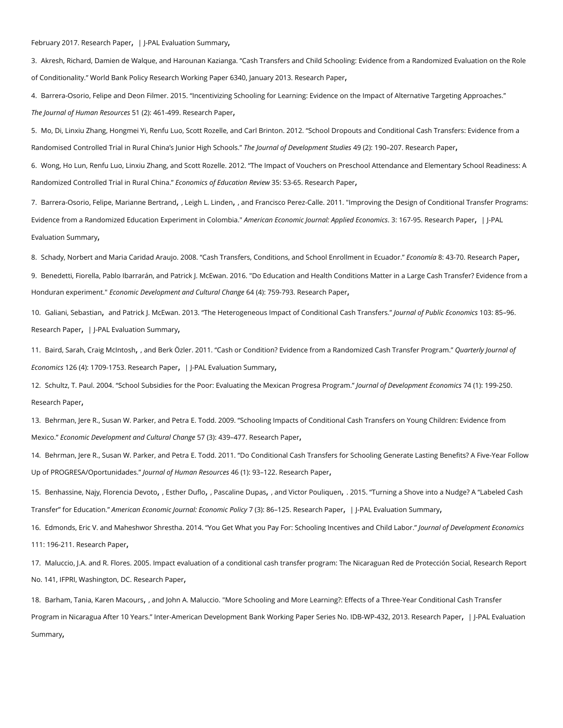February 2017. Research Paper, | J-PAL Evaluation Summary,

3. Akresh, Richard, Damien de Walque, and Harounan Kazianga. "Cash Transfers and Child Schooling: Evidence from a Randomized Evaluation on the Role of Conditionality." World Bank Policy Research Working Paper 6340, January 2013. Research Paper,

4. Barrera-Osorio, Felipe and Deon Filmer. 2015. "Incentivizing Schooling for Learning: Evidence on the Impact of Alternative Targeting Approaches." *The Journal of Human Resources* 51 (2): 461-499. Research Paper,

5. Mo, Di, Linxiu Zhang, Hongmei Yi, Renfu Luo, Scott Rozelle, and Carl Brinton. 2012. "School Dropouts and Conditional Cash Transfers: Evidence from a Randomised Controlled Trial in Rural China's Junior High Schools." *The Journal of Development Studies* 49 (2): 190–207. Research Paper,

6. Wong, Ho Lun, Renfu Luo, Linxiu Zhang, and Scott Rozelle. 2012. "The Impact of Vouchers on Preschool Attendance and Elementary School Readiness: A Randomized Controlled Trial in Rural China." *Economics of Education Review* 35: 53-65. Research Paper,

7. Barrera-Osorio, Felipe, Marianne Bertrand, , Leigh L. Linden, , and Francisco Perez-Calle. 2011. "Improving the Design of Conditional Transfer Programs: Evidence from a Randomized Education Experiment in Colombia." *American Economic Journal: Applied Economics*. 3: 167-95. Research Paper, | J-PAL Evaluation Summary,

8. Schady, Norbert and Maria Caridad Araujo. 2008. "Cash Transfers, Conditions, and School Enrollment in Ecuador." *Economía* 8: 43-70. Research Paper,

9. Benedetti, Fiorella, Pablo Ibarrarán, and Patrick J. McEwan. 2016. "Do Education and Health Conditions Matter in a Large Cash Transfer? Evidence from a Honduran experiment." *Economic Development and Cultural Change* 64 (4): 759-793. Research Paper,

10. Galiani, Sebastian, and Patrick J. McEwan. 2013. "The Heterogeneous Impact of Conditional Cash Transfers." *Journal of Public Economics* 103: 85–96. Research Paper, | J-PAL Evaluation Summary,

11. Baird, Sarah, Craig McIntosh, , and Berk Özler. 2011. "Cash or Condition? Evidence from a Randomized Cash Transfer Program." *Quarterly Journal of Economics* 126 (4): 1709-1753. Research Paper, | J-PAL Evaluation Summary,

12. Schultz, T. Paul. 2004. "School Subsidies for the Poor: Evaluating the Mexican Progresa Program." *Journal of Development Economics* 74 (1): 199-250. Research Paper,

13. Behrman, Jere R., Susan W. Parker, and Petra E. Todd. 2009. "Schooling Impacts of Conditional Cash Transfers on Young Children: Evidence from Mexico." *Economic Development and Cultural Change* 57 (3): 439–477. Research Paper,

14. Behrman, Jere R., Susan W. Parker, and Petra E. Todd. 2011. "Do Conditional Cash Transfers for Schooling Generate Lasting Benefits? A Five-Year Follow Up of PROGRESA/Oportunidades." *Journal of Human Resources* 46 (1): 93–122. Research Paper,

15. Benhassine, Najy, Florencia Devoto, , Esther Duflo, , Pascaline Dupas, , and Victor Pouliquen, . 2015. "Turning a Shove into a Nudge? A "Labeled Cash Transfer" for Education." *American Economic Journal: Economic Policy* 7 (3): 86–125. Research Paper, | J-PAL Evaluation Summary,

16. Edmonds, Eric V. and Maheshwor Shrestha. 2014. "You Get What you Pay For: Schooling Incentives and Child Labor." *Journal of Development Economics* 111: 196-211. Research Paper,

17. Maluccio, J.A. and R. Flores. 2005. Impact evaluation of a conditional cash transfer program: The Nicaraguan Red de Protección Social, Research Report No. 141, IFPRI, Washington, DC. Research Paper,

18. Barham, Tania, Karen Macours, , and John A. Maluccio. "More Schooling and More Learning?: Effects of a Three-Year Conditional Cash Transfer Program in Nicaragua After 10 Years." Inter-American Development Bank Working Paper Series No. IDB-WP-432, 2013. Research Paper, | J-PAL Evaluation Summary,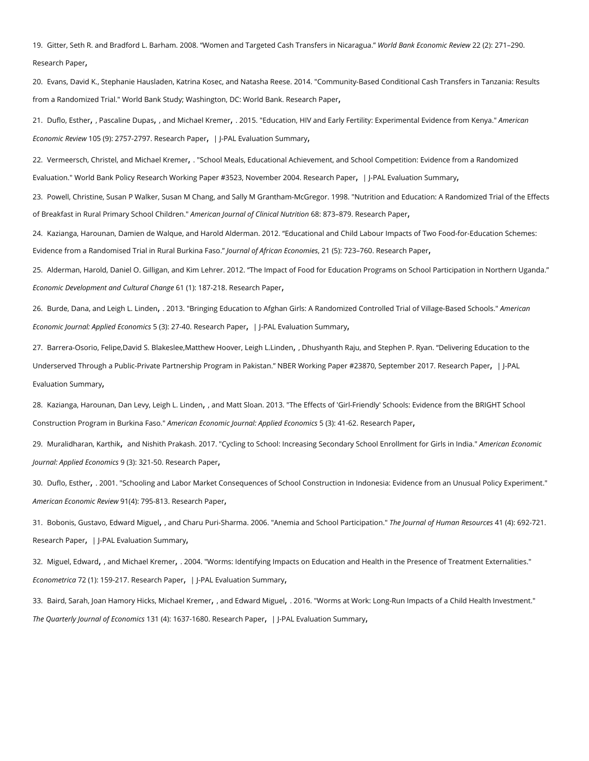19. Gitter, Seth R. and Bradford L. Barham. 2008. "Women and Targeted Cash Transfers in Nicaragua." *World Bank Economic Review* 22 (2): 271–290. Research Paper,

20. Evans, David K., Stephanie Hausladen, Katrina Kosec, and Natasha Reese. 2014. "Community-Based Conditional Cash Transfers in Tanzania: Results from a Randomized Trial." World Bank Study; Washington, DC: World Bank. Research Paper,

21. Duflo, Esther, , Pascaline Dupas, , and Michael Kremer, . 2015. "Education, HIV and Early Fertility: Experimental Evidence from Kenya." *American Economic Review* 105 (9): 2757-2797. Research Paper, | J-PAL Evaluation Summary,

22. Vermeersch, Christel, and Michael Kremer, . "School Meals, Educational Achievement, and School Competition: Evidence from a Randomized Evaluation." World Bank Policy Research Working Paper #3523, November 2004. Research Paper, | J-PAL Evaluation Summary,

23. Powell, Christine, Susan P Walker, Susan M Chang, and Sally M Grantham-McGregor. 1998. "Nutrition and Education: A Randomized Trial of the Effects of Breakfast in Rural Primary School Children." *American Journal of Clinical Nutrition* 68: 873–879. Research Paper,

24. Kazianga, Harounan, Damien de Walque, and Harold Alderman. 2012. "Educational and Child Labour Impacts of Two Food-for-Education Schemes: Evidence from a Randomised Trial in Rural Burkina Faso." *Journal of African Economies*, 21 (5): 723–760. Research Paper,

25. Alderman, Harold, Daniel O. Gilligan, and Kim Lehrer. 2012. "The Impact of Food for Education Programs on School Participation in Northern Uganda." *Economic Development and Cultural Change* 61 (1): 187-218. Research Paper,

26. Burde, Dana, and Leigh L. Linden, . 2013. "Bringing Education to Afghan Girls: A Randomized Controlled Trial of Village-Based Schools." *American Economic Journal: Applied Economics* 5 (3): 27-40. Research Paper, | J-PAL Evaluation Summary,

27. Barrera-Osorio, Felipe,David S. Blakeslee,Matthew Hoover, Leigh L.Linden, , Dhushyanth Raju, and Stephen P. Ryan. "Delivering Education to the Underserved Through a Public-Private Partnership Program in Pakistan." NBER Working Paper #23870, September 2017. Research Paper, | J-PAL Evaluation Summary,

28. Kazianga, Harounan, Dan Levy, Leigh L. Linden, , and Matt Sloan. 2013. "The Effects of 'Girl-Friendly' Schools: Evidence from the BRIGHT School Construction Program in Burkina Faso." *American Economic Journal: Applied Economics* 5 (3): 41-62. Research Paper,

29. Muralidharan, Karthik, and Nishith Prakash. 2017. "Cycling to School: Increasing Secondary School Enrollment for Girls in India." *American Economic Journal: Applied Economics* 9 (3): 321-50. Research Paper,

30. Duflo, Esther, . 2001. "Schooling and Labor Market Consequences of School Construction in Indonesia: Evidence from an Unusual Policy Experiment." *American Economic Review* 91(4): 795-813. Research Paper,

31. Bobonis, Gustavo, Edward Miguel, , and Charu Puri-Sharma. 2006. "Anemia and School Participation." *The Journal of Human Resources* 41 (4): 692-721. Research Paper, | J-PAL Evaluation Summary,

32. Miguel, Edward, , and Michael Kremer, . 2004. "Worms: Identifying Impacts on Education and Health in the Presence of Treatment Externalities." *Econometrica* 72 (1): 159-217. Research Paper, | J-PAL Evaluation Summary,

33. Baird, Sarah, Joan Hamory Hicks, Michael Kremer, , and Edward Miguel, . 2016. "Worms at Work: Long-Run Impacts of a Child Health Investment." *The Quarterly Journal of Economics* 131 (4): 1637-1680. Research Paper, | J-PAL Evaluation Summary,